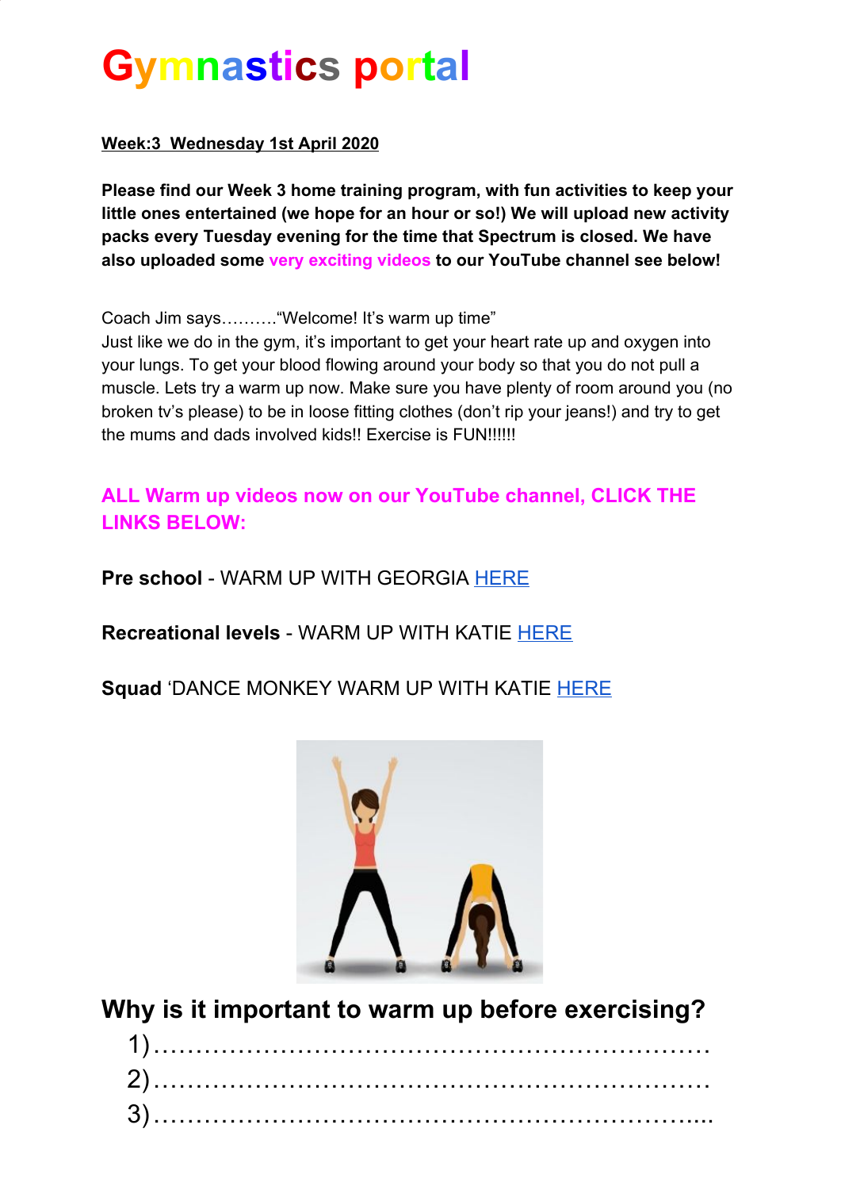# Gymnastics portal

**Week:3 Wednesday 1st April 2020**

**Please find our Week 3 home training program, with fun activities to keep your little ones entertained (we hope for an hour or so!) We will upload new activity packs every Tuesday evening for the time that Spectrum is closed. We have also uploaded some very exciting videos to our YouTube channel see below!**

Coach Jim says……….“Welcome! It’s warm up time”
Just like we do in the gym, it’s important to get your heart rate up and oxygen into your lungs. To get your blood flowing around your body so that you do not pull a muscle. Lets try a warm up now. Make sure you have plenty of room around you (no broken tv’s please) to be in loose fitting clothes (don’t rip your jeans!) and try to get the mums and dads involved kids!! Exercise is FUN!!!!!!

**ALL Warm up videos now on our YouTube channel, CLICK THE LINKS BELOW:**

**Pre school** - WARM UP WITH GEORGIA HERE

**Recreational levels** - WARM UP WITH KATIE HERE

**Squad** ‘DANCE MONKEY WARM UP WITH KATIE HERE

## Why is it important to warm up before exercising?

1)………………………………………………………………

2)………………………………………………………………

3)……………………………………………………………....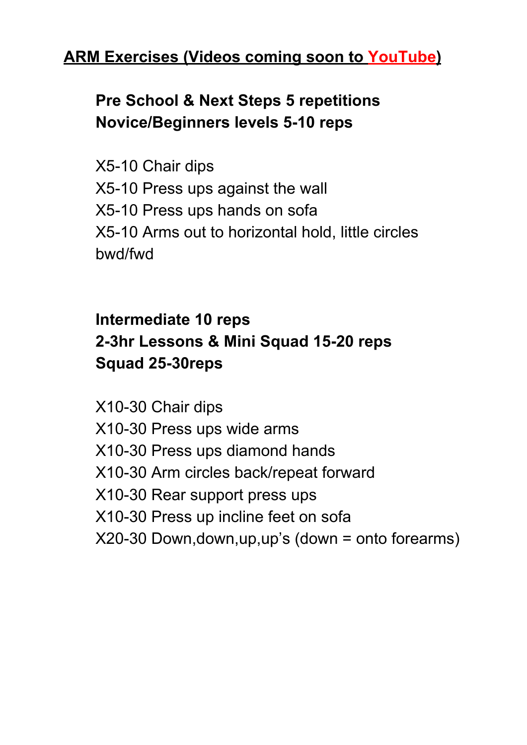## ARM Exercises (Videos coming soon to YouTube)

**Pre School & Next Steps 5 repetitions**
**Novice/Beginners levels 5-10 reps**

X5-10 Chair dips
X5-10 Press ups against the wall
X5-10 Press ups hands on sofa
X5-10 Arms out to horizontal hold, little circles bwd/fwd

**Intermediate 10 reps**
**2-3hr Lessons & Mini Squad 15-20 reps**
**Squad 25-30reps**

X10-30 Chair dips
X10-30 Press ups wide arms
X10-30 Press ups diamond hands
X10-30 Arm circles back/repeat forward
X10-30 Rear support press ups
X10-30 Press up incline feet on sofa
X20-30 Down,down,up,up's (down = onto forearms)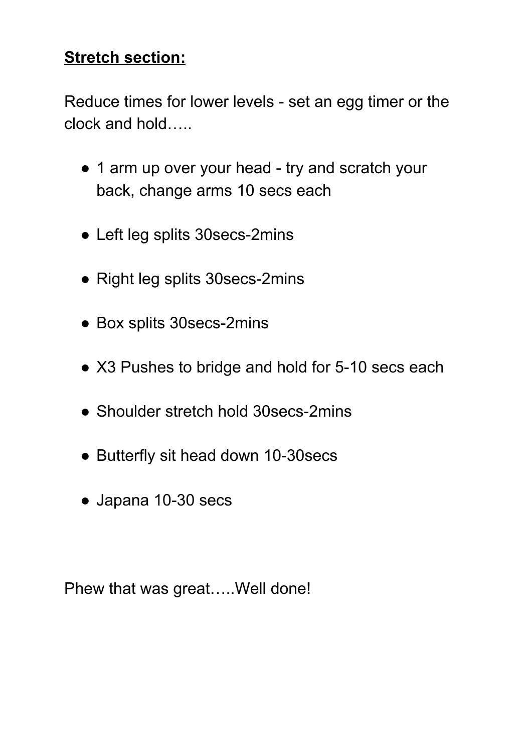**Stretch section:**

Reduce times for lower levels - set an egg timer or the clock and hold…..

- 1 arm up over your head - try and scratch your back, change arms 10 secs each
- Left leg splits 30secs-2mins
- Right leg splits 30secs-2mins
- Box splits 30secs-2mins
- X3 Pushes to bridge and hold for 5-10 secs each
- Shoulder stretch hold 30secs-2mins
- Butterfly sit head down 10-30secs
- Japana 10-30 secs

Phew that was great…..Well done!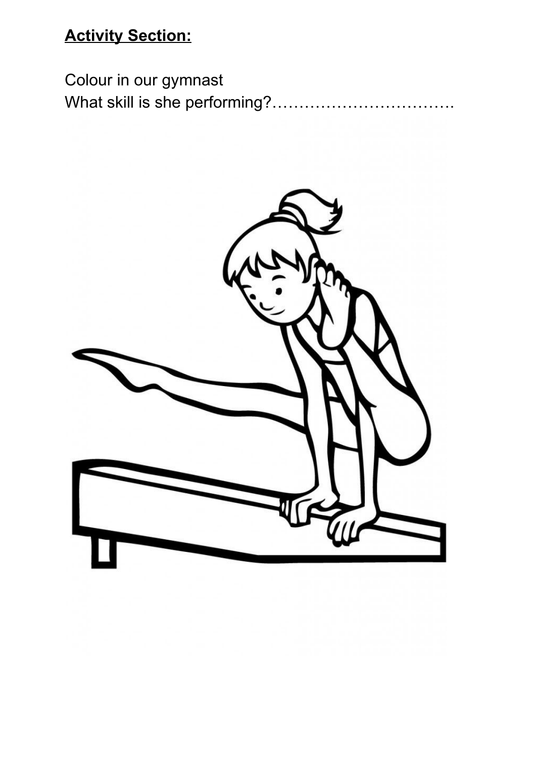**Activity Section:**

Colour in our gymnast

What skill is she performing?…………………………….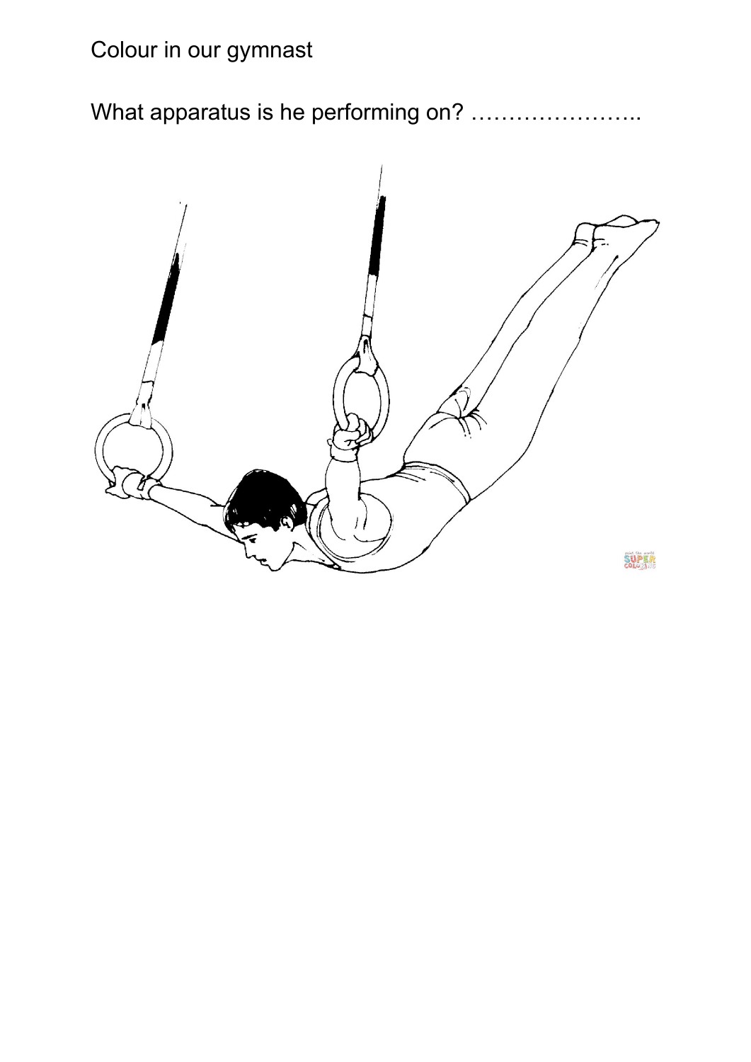Colour in our gymnast

What apparatus is he performing on? …………………..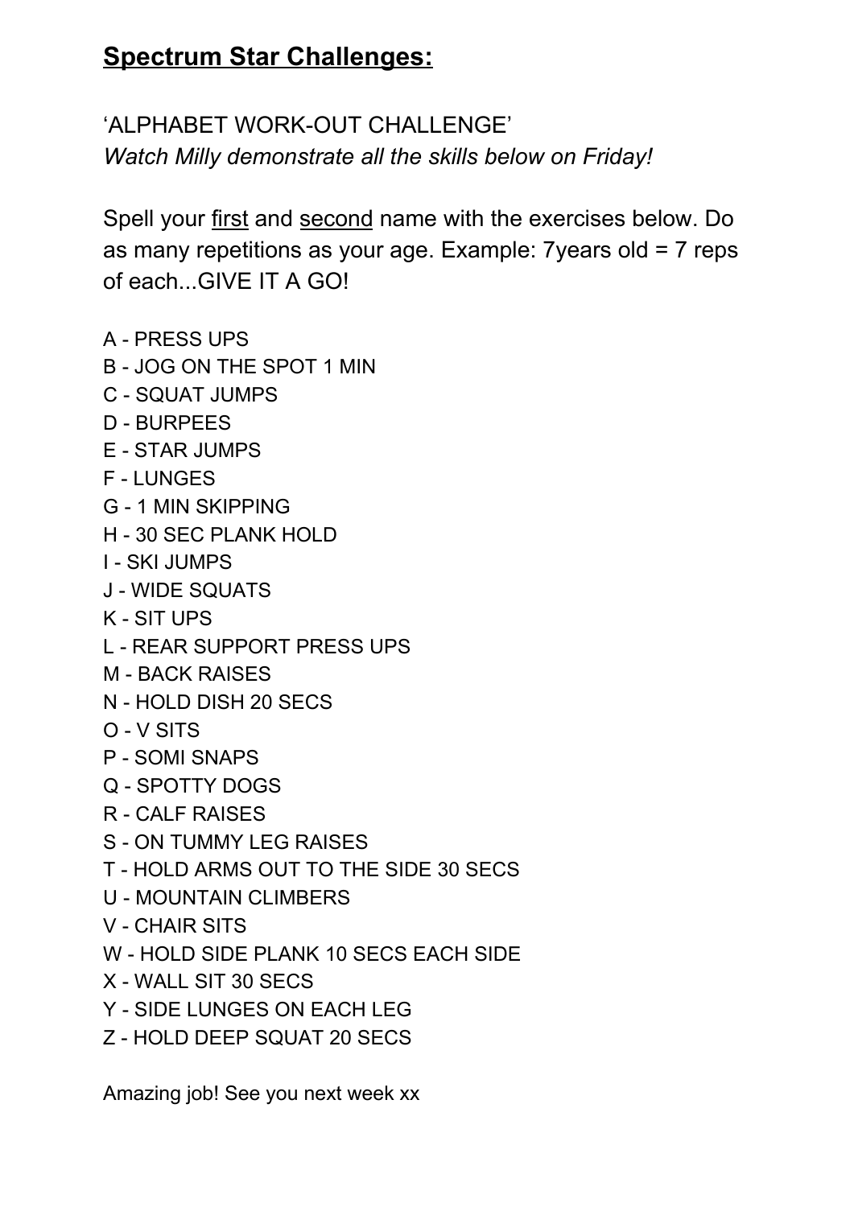## **<u>Spectrum Star Challenges:</u>**

'ALPHABET WORK-OUT CHALLENGE'

*Watch Milly demonstrate all the skills below on Friday!*

Spell your <u>first</u> and <u>second</u> name with the exercises below. Do as many repetitions as your age. Example: 7years old = 7 reps of each...GIVE IT A GO!

A - PRESS UPS
B - JOG ON THE SPOT 1 MIN
C - SQUAT JUMPS
D - BURPEES
E - STAR JUMPS
F - LUNGES
G - 1 MIN SKIPPING
H - 30 SEC PLANK HOLD
I - SKI JUMPS
J - WIDE SQUATS
K - SIT UPS
L - REAR SUPPORT PRESS UPS
M - BACK RAISES
N - HOLD DISH 20 SECS
O - V SITS
P - SOMI SNAPS
Q - SPOTTY DOGS
R - CALF RAISES
S - ON TUMMY LEG RAISES
T - HOLD ARMS OUT TO THE SIDE 30 SECS
U - MOUNTAIN CLIMBERS
V - CHAIR SITS
W - HOLD SIDE PLANK 10 SECS EACH SIDE
X - WALL SIT 30 SECS
Y - SIDE LUNGES ON EACH LEG
Z - HOLD DEEP SQUAT 20 SECS

Amazing job! See you next week xx